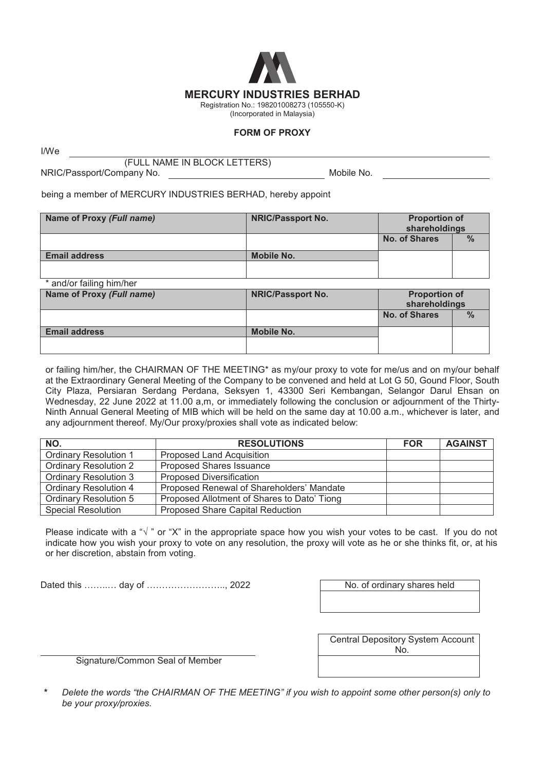# MERCURY INDUSTRIES BERHAD

Registration No.: 198201008273 (105550-K)
(Incorporated in Malaysia)

## FORM OF PROXY

I/We ____________________________________________
(FULL NAME IN BLOCK LETTERS)

NRIC/Passport/Company No. ______________________ Mobile No. ______________________

being a member of MERCURY INDUSTRIES BERHAD, hereby appoint

| Name of Proxy *(Full name)* | NRIC/Passport No. | Proportion of shareholdings | |
|---|---|---|---|
| | | No. of Shares | % |
| **Email address** | **Mobile No.** | | |
| | | | |

\* and/or failing him/her

| Name of Proxy *(Full name)* | NRIC/Passport No. | Proportion of shareholdings | |
|---|---|---|---|
| | | No. of Shares | % |
| **Email address** | **Mobile No.** | | |
| | | | |

or failing him/her, the CHAIRMAN OF THE MEETING* as my/our proxy to vote for me/us and on my/our behalf at the Extraordinary General Meeting of the Company to be convened and held at Lot G 50, Gound Floor, South City Plaza, Persiaran Serdang Perdana, Seksyen 1, 43300 Seri Kembangan, Selangor Darul Ehsan on Wednesday, 22 June 2022 at 11.00 a,m, or immediately following the conclusion or adjournment of the Thirty-Ninth Annual General Meeting of MIB which will be held on the same day at 10.00 a.m., whichever is later, and any adjournment thereof. My/Our proxy/proxies shall vote as indicated below:

| NO. | RESOLUTIONS | FOR | AGAINST |
|---|---|---|---|
| Ordinary Resolution 1 | Proposed Land Acquisition | | |
| Ordinary Resolution 2 | Proposed Shares Issuance | | |
| Ordinary Resolution 3 | Proposed Diversification | | |
| Ordinary Resolution 4 | Proposed Renewal of Shareholders' Mandate | | |
| Ordinary Resolution 5 | Proposed Allotment of Shares to Dato' Tiong | | |
| Special Resolution | Proposed Share Capital Reduction | | |

Please indicate with a "√ " or "X" in the appropriate space how you wish your votes to be cast. If you do not indicate how you wish your proxy to vote on any resolution, the proxy will vote as he or she thinks fit, or, at his or her discretion, abstain from voting.

Dated this ……..… day of …………………….., 2022

| No. of ordinary shares held |
|---|
| |

| Central Depository System Account No. |
|---|
| |

______________________________________
Signature/Common Seal of Member

**\*** *Delete the words "the CHAIRMAN OF THE MEETING" if you wish to appoint some other person(s) only to be your proxy/proxies.*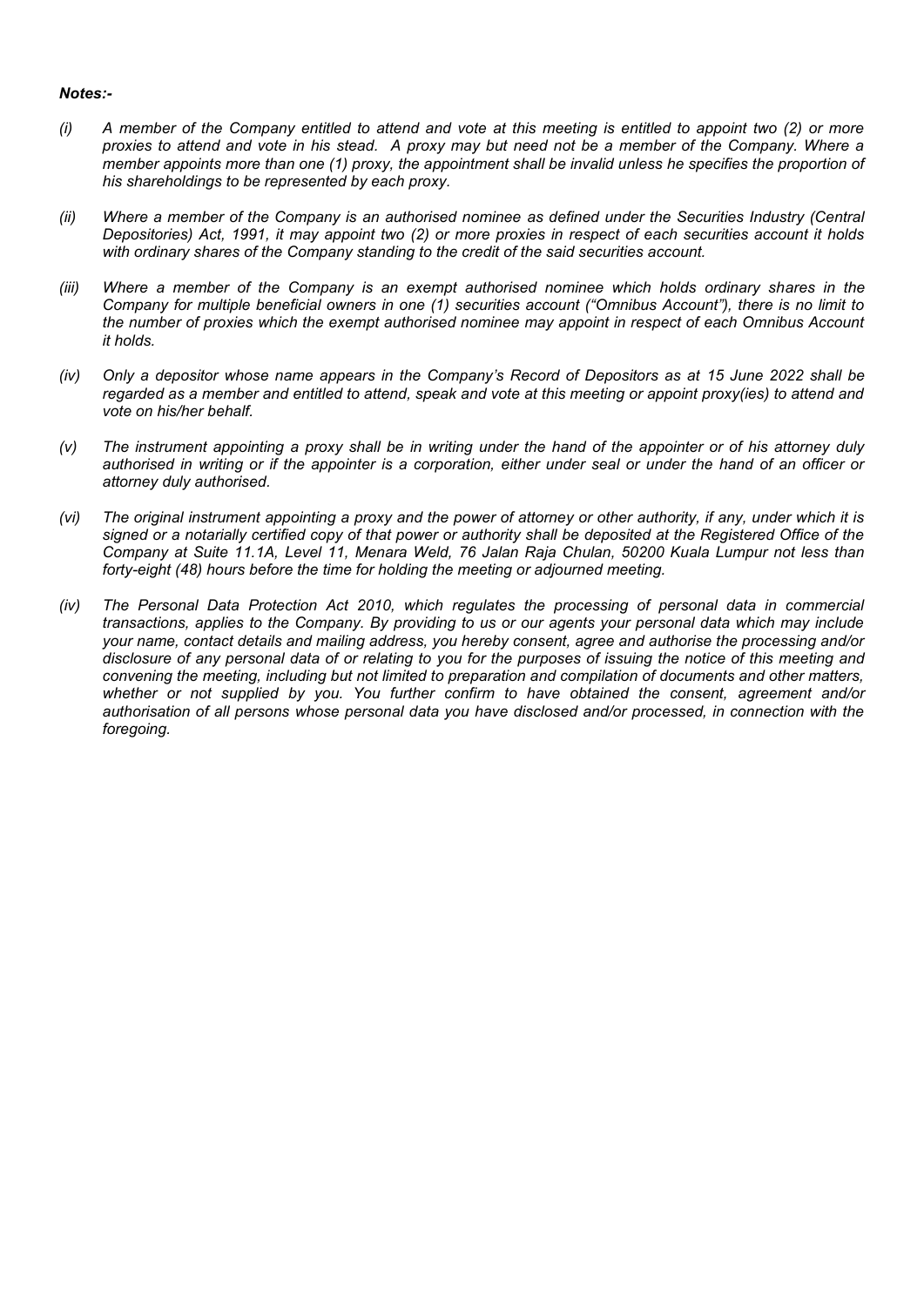***Notes:-***

*(i) A member of the Company entitled to attend and vote at this meeting is entitled to appoint two (2) or more proxies to attend and vote in his stead. A proxy may but need not be a member of the Company. Where a member appoints more than one (1) proxy, the appointment shall be invalid unless he specifies the proportion of his shareholdings to be represented by each proxy.*

*(ii) Where a member of the Company is an authorised nominee as defined under the Securities Industry (Central Depositories) Act, 1991, it may appoint two (2) or more proxies in respect of each securities account it holds with ordinary shares of the Company standing to the credit of the said securities account.*

*(iii) Where a member of the Company is an exempt authorised nominee which holds ordinary shares in the Company for multiple beneficial owners in one (1) securities account ("Omnibus Account"), there is no limit to the number of proxies which the exempt authorised nominee may appoint in respect of each Omnibus Account it holds.*

*(iv) Only a depositor whose name appears in the Company's Record of Depositors as at 15 June 2022 shall be regarded as a member and entitled to attend, speak and vote at this meeting or appoint proxy(ies) to attend and vote on his/her behalf.*

*(v) The instrument appointing a proxy shall be in writing under the hand of the appointer or of his attorney duly authorised in writing or if the appointer is a corporation, either under seal or under the hand of an officer or attorney duly authorised.*

*(vi) The original instrument appointing a proxy and the power of attorney or other authority, if any, under which it is signed or a notarially certified copy of that power or authority shall be deposited at the Registered Office of the Company at Suite 11.1A, Level 11, Menara Weld, 76 Jalan Raja Chulan, 50200 Kuala Lumpur not less than forty-eight (48) hours before the time for holding the meeting or adjourned meeting.*

*(iv) The Personal Data Protection Act 2010, which regulates the processing of personal data in commercial transactions, applies to the Company. By providing to us or our agents your personal data which may include your name, contact details and mailing address, you hereby consent, agree and authorise the processing and/or disclosure of any personal data of or relating to you for the purposes of issuing the notice of this meeting and convening the meeting, including but not limited to preparation and compilation of documents and other matters, whether or not supplied by you. You further confirm to have obtained the consent, agreement and/or authorisation of all persons whose personal data you have disclosed and/or processed, in connection with the foregoing.*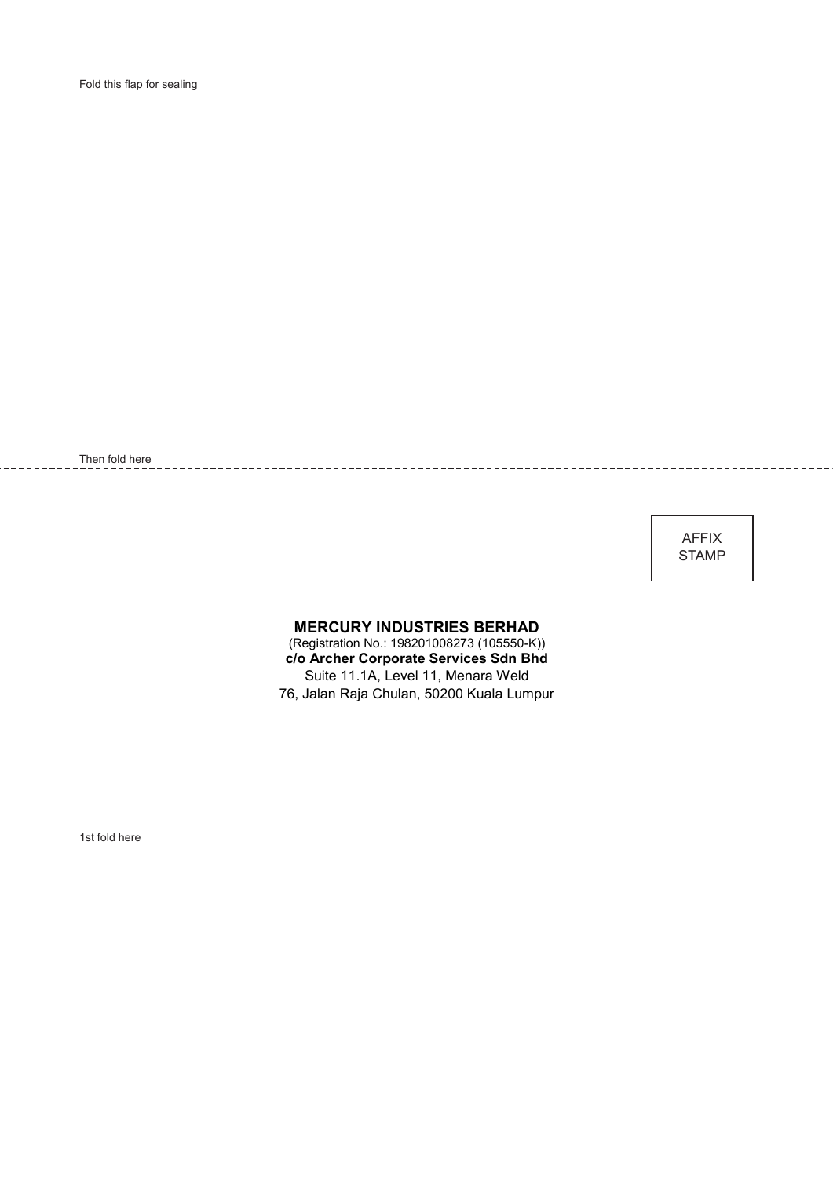Fold this flap for sealing

Then fold here

AFFIX
STAMP

**MERCURY INDUSTRIES BERHAD**
(Registration No.: 198201008273 (105550-K))
**c/o Archer Corporate Services Sdn Bhd**
Suite 11.1A, Level 11, Menara Weld
76, Jalan Raja Chulan, 50200 Kuala Lumpur

1st fold here